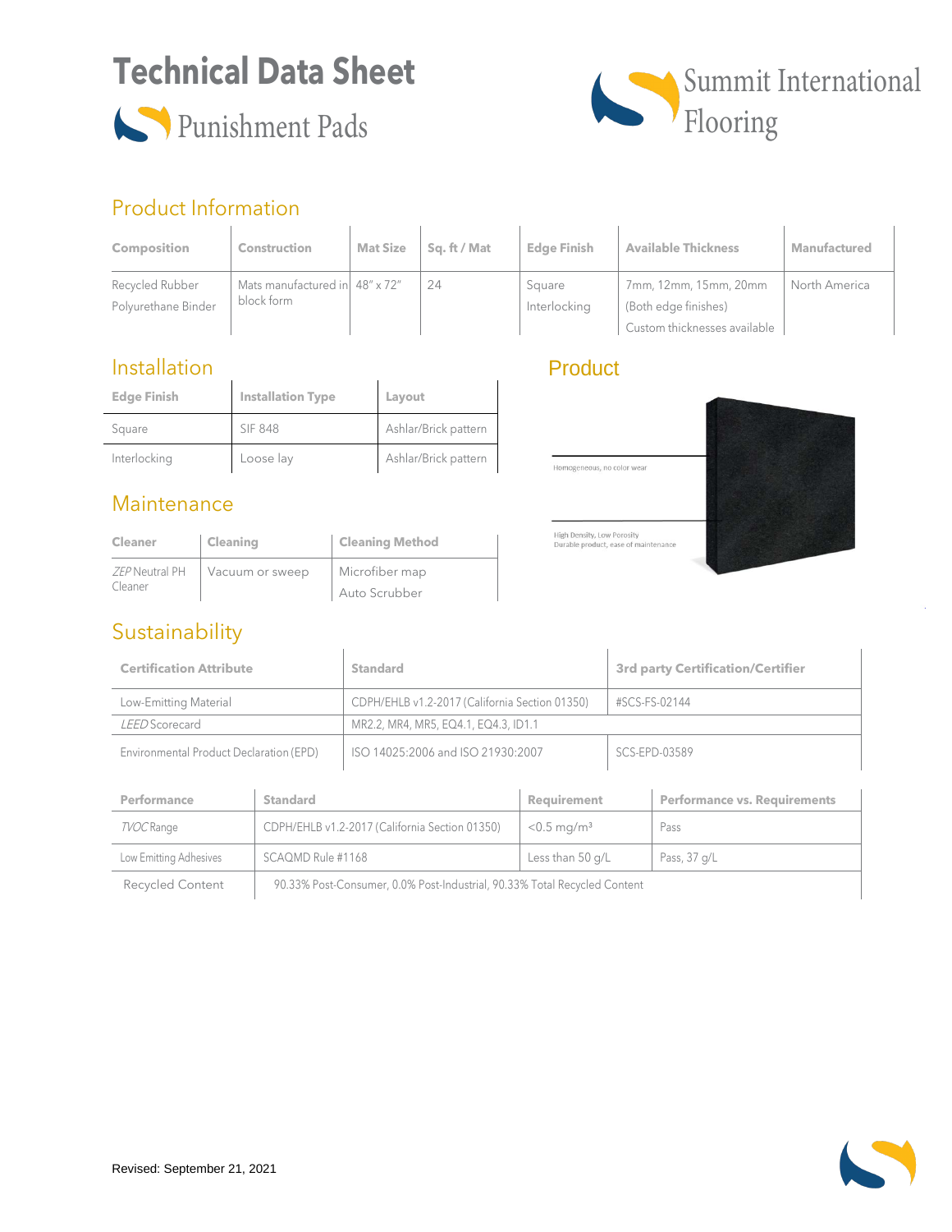# Technical Data Sheet

## Punishment Pads

Summit International Flooring

## Product Information

| Composition | Construction | Mat Size | Sq. ft / Mat | Edge Finish | Available Thickness | Manufactured |
|---|---|---|---|---|---|---|
| Recycled Rubber Polyurethane Binder | Mats manufactured in block form | 48" x 72" | 24 | Square Interlocking | 7mm, 12mm, 15mm, 20mm (Both edge finishes) Custom thicknesses available | North America |

## Installation

| Edge Finish | Installation Type | Layout |
|---|---|---|
| Square | SIF 848 | Ashlar/Brick pattern |
| Interlocking | Loose lay | Ashlar/Brick pattern |

## Product

Homogeneous, no color wear

High Density, Low Porosity
Durable product, ease of maintenance

## Maintenance

| Cleaner | Cleaning | Cleaning Method |
|---|---|---|
| *ZEP* Neutral PH Cleaner | Vacuum or sweep | Microfiber map<br>Auto Scrubber |

## Sustainability

| Certification Attribute | Standard | 3rd party Certification/Certifier |
|---|---|---|
| Low-Emitting Material | CDPH/EHLB v1.2-2017 (California Section 01350) | #SCS-FS-02144 |
| *LEED* Scorecard | MR2.2, MR4, MR5, EQ4.1, EQ4.3, ID1.1 | |
| Environmental Product Declaration (EPD) | ISO 14025:2006 and ISO 21930:2007 | SCS-EPD-03589 |

| Performance | Standard | Requirement | Performance vs. Requirements |
|---|---|---|---|
| *TVOC* Range | CDPH/EHLB v1.2-2017 (California Section 01350) | <0.5 mg/m³ | Pass |
| Low Emitting Adhesives | SCAQMD Rule #1168 | Less than 50 g/L | Pass, 37 g/L |
| Recycled Content | 90.33% Post-Consumer, 0.0% Post-Industrial, 90.33% Total Recycled Content | | |

Revised: September 21, 2021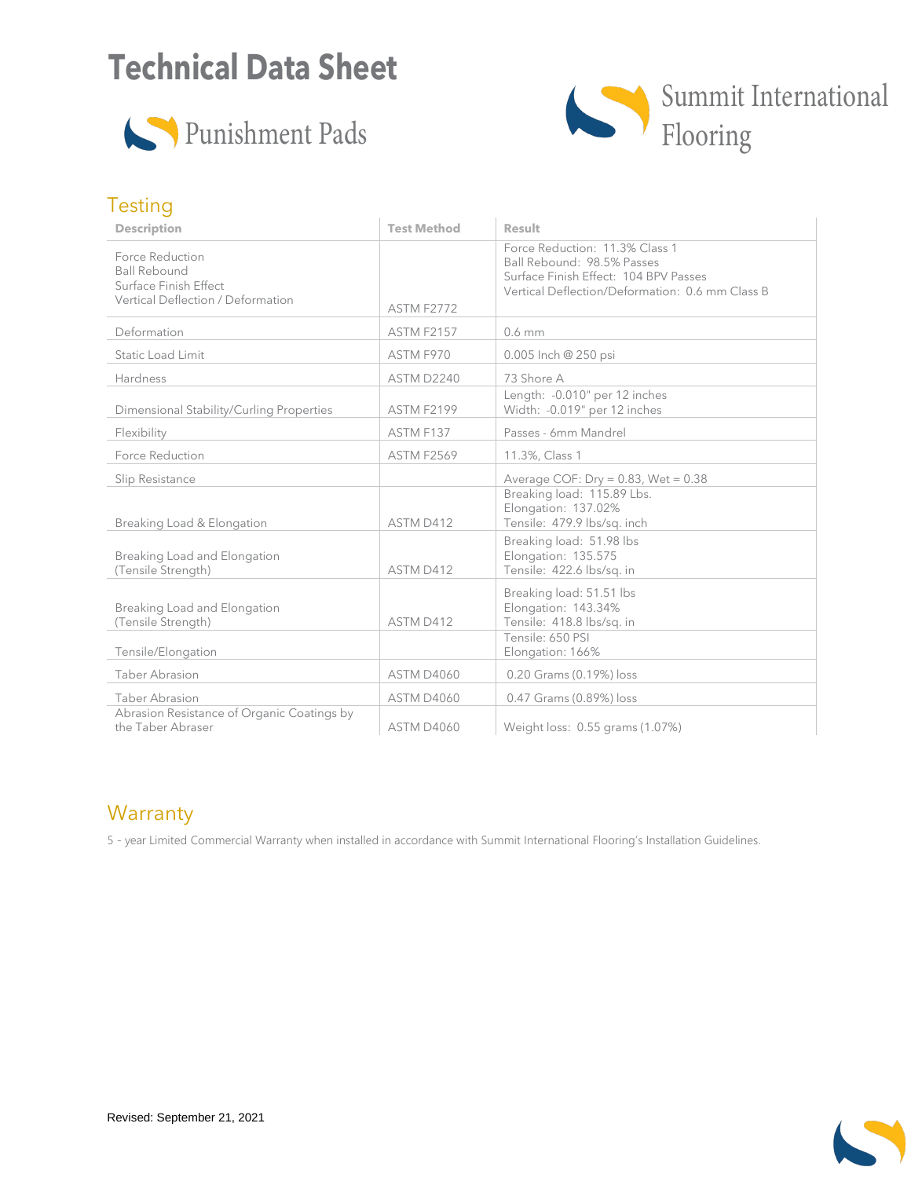# Technical Data Sheet

Punishment Pads

Summit International Flooring

## Testing

| Description | Test Method | Result |
|---|---|---|
| Force Reduction<br>Ball Rebound<br>Surface Finish Effect<br>Vertical Deflection / Deformation | ASTM F2772 | Force Reduction: 11.3% Class 1<br>Ball Rebound: 98.5% Passes<br>Surface Finish Effect: 104 BPV Passes<br>Vertical Deflection/Deformation: 0.6 mm Class B |
| Deformation | ASTM F2157 | 0.6 mm |
| Static Load Limit | ASTM F970 | 0.005 Inch @ 250 psi |
| Hardness | ASTM D2240 | 73 Shore A |
| Dimensional Stability/Curling Properties | ASTM F2199 | Length: -0.010" per 12 inches<br>Width: -0.019" per 12 inches |
| Flexibility | ASTM F137 | Passes - 6mm Mandrel |
| Force Reduction | ASTM F2569 | 11.3%, Class 1 |
| Slip Resistance | | Average COF: Dry = 0.83, Wet = 0.38 |
| Breaking Load & Elongation | ASTM D412 | Breaking load: 115.89 Lbs.<br>Elongation: 137.02%<br>Tensile: 479.9 lbs/sq. inch |
| Breaking Load and Elongation (Tensile Strength) | ASTM D412 | Breaking load: 51.98 lbs<br>Elongation: 135.575<br>Tensile: 422.6 lbs/sq. in |
| Breaking Load and Elongation (Tensile Strength) | ASTM D412 | Breaking load: 51.51 lbs<br>Elongation: 143.34%<br>Tensile: 418.8 lbs/sq. in |
| Tensile/Elongation | | Tensile: 650 PSI<br>Elongation: 166% |
| Taber Abrasion | ASTM D4060 | 0.20 Grams (0.19%) loss |
| Taber Abrasion | ASTM D4060 | 0.47 Grams (0.89%) loss |
| Abrasion Resistance of Organic Coatings by the Taber Abraser | ASTM D4060 | Weight loss: 0.55 grams (1.07%) |

## Warranty

5 - year Limited Commercial Warranty when installed in accordance with Summit International Flooring's Installation Guidelines.

Revised: September 21, 2021